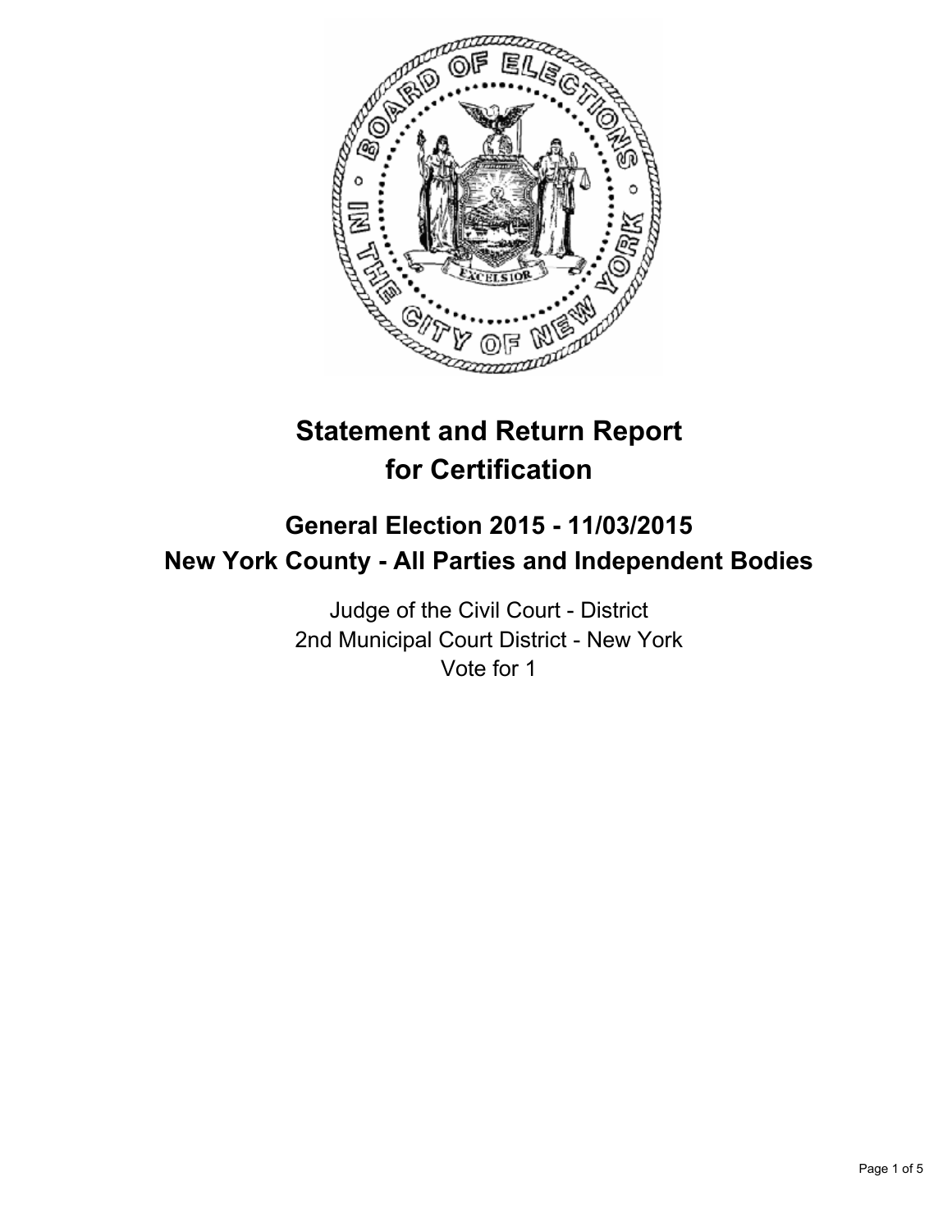# Statement and Return Report for Certification

## General Election 2015 - 11/03/2015
## New York County - All Parties and Independent Bodies

Judge of the Civil Court - District
2nd Municipal Court District - New York
Vote for 1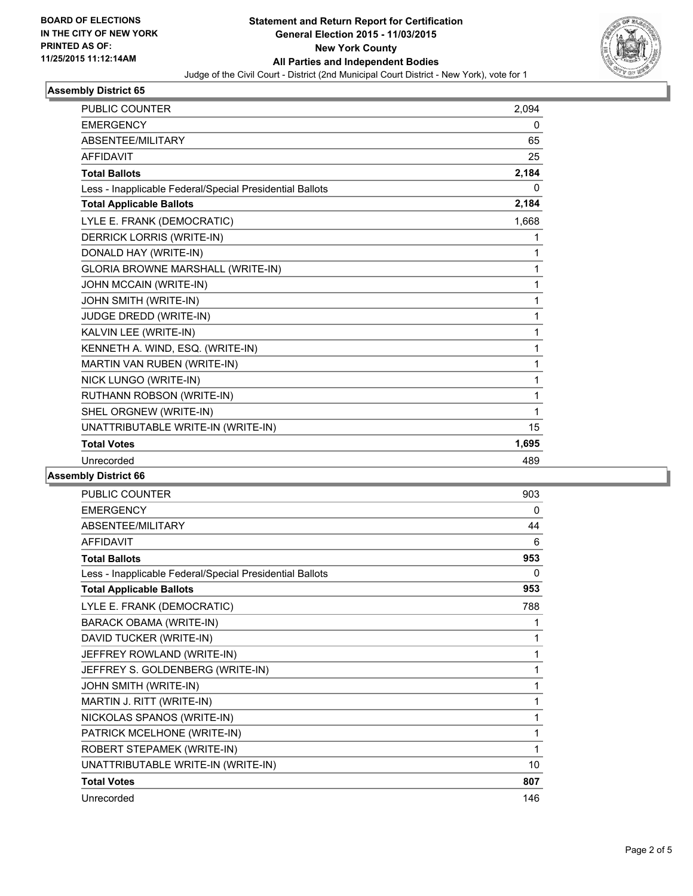**BOARD OF ELECTIONS IN THE CITY OF NEW YORK PRINTED AS OF: 11/25/2015 11:12:14AM**

**Statement and Return Report for Certification General Election 2015 - 11/03/2015 New York County All Parties and Independent Bodies**

Judge of the Civil Court - District (2nd Municipal Court District - New York), vote for 1

### Assembly District 65

| | |
|---|---|
| PUBLIC COUNTER | 2,094 |
| EMERGENCY | 0 |
| ABSENTEE/MILITARY | 65 |
| AFFIDAVIT | 25 |
| **Total Ballots** | **2,184** |
| Less - Inapplicable Federal/Special Presidential Ballots | 0 |
| **Total Applicable Ballots** | **2,184** |
| LYLE E. FRANK (DEMOCRATIC) | 1,668 |
| DERRICK LORRIS (WRITE-IN) | 1 |
| DONALD HAY (WRITE-IN) | 1 |
| GLORIA BROWNE MARSHALL (WRITE-IN) | 1 |
| JOHN MCCAIN (WRITE-IN) | 1 |
| JOHN SMITH (WRITE-IN) | 1 |
| JUDGE DREDD (WRITE-IN) | 1 |
| KALVIN LEE (WRITE-IN) | 1 |
| KENNETH A. WIND, ESQ. (WRITE-IN) | 1 |
| MARTIN VAN RUBEN (WRITE-IN) | 1 |
| NICK LUNGO (WRITE-IN) | 1 |
| RUTHANN ROBSON (WRITE-IN) | 1 |
| SHEL ORGNEW (WRITE-IN) | 1 |
| UNATTRIBUTABLE WRITE-IN (WRITE-IN) | 15 |
| **Total Votes** | **1,695** |
| Unrecorded | 489 |

### Assembly District 66

| | |
|---|---|
| PUBLIC COUNTER | 903 |
| EMERGENCY | 0 |
| ABSENTEE/MILITARY | 44 |
| AFFIDAVIT | 6 |
| **Total Ballots** | **953** |
| Less - Inapplicable Federal/Special Presidential Ballots | 0 |
| **Total Applicable Ballots** | **953** |
| LYLE E. FRANK (DEMOCRATIC) | 788 |
| BARACK OBAMA (WRITE-IN) | 1 |
| DAVID TUCKER (WRITE-IN) | 1 |
| JEFFREY ROWLAND (WRITE-IN) | 1 |
| JEFFREY S. GOLDENBERG (WRITE-IN) | 1 |
| JOHN SMITH (WRITE-IN) | 1 |
| MARTIN J. RITT (WRITE-IN) | 1 |
| NICKOLAS SPANOS (WRITE-IN) | 1 |
| PATRICK MCELHONE (WRITE-IN) | 1 |
| ROBERT STEPAMEK (WRITE-IN) | 1 |
| UNATTRIBUTABLE WRITE-IN (WRITE-IN) | 10 |
| **Total Votes** | **807** |
| Unrecorded | 146 |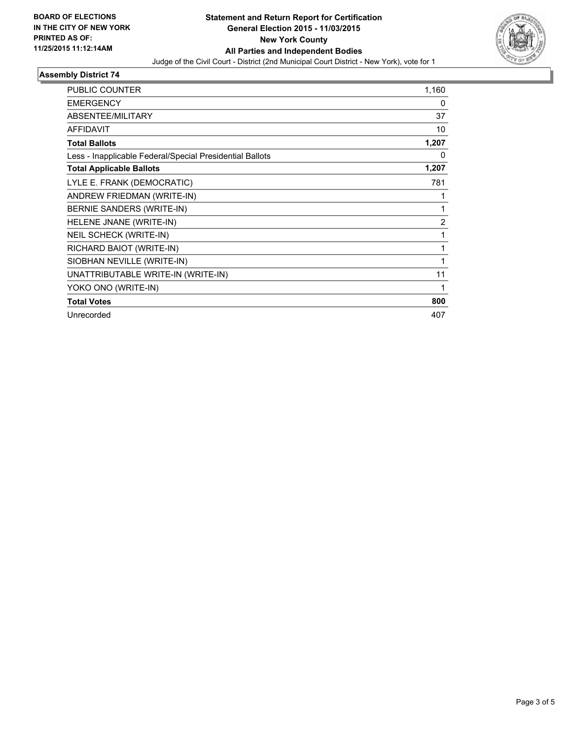**BOARD OF ELECTIONS IN THE CITY OF NEW YORK PRINTED AS OF: 11/25/2015 11:12:14AM**

# Statement and Return Report for Certification
## General Election 2015 - 11/03/2015
## New York County
## All Parties and Independent Bodies

Judge of the Civil Court - District (2nd Municipal Court District - New York), vote for 1

### Assembly District 74

| | |
|---|---|
| PUBLIC COUNTER | 1,160 |
| EMERGENCY | 0 |
| ABSENTEE/MILITARY | 37 |
| AFFIDAVIT | 10 |
| **Total Ballots** | **1,207** |
| Less - Inapplicable Federal/Special Presidential Ballots | 0 |
| **Total Applicable Ballots** | **1,207** |
| LYLE E. FRANK (DEMOCRATIC) | 781 |
| ANDREW FRIEDMAN (WRITE-IN) | 1 |
| BERNIE SANDERS (WRITE-IN) | 1 |
| HELENE JNANE (WRITE-IN) | 2 |
| NEIL SCHECK (WRITE-IN) | 1 |
| RICHARD BAIOT (WRITE-IN) | 1 |
| SIOBHAN NEVILLE (WRITE-IN) | 1 |
| UNATTRIBUTABLE WRITE-IN (WRITE-IN) | 11 |
| YOKO ONO (WRITE-IN) | 1 |
| **Total Votes** | **800** |
| Unrecorded | 407 |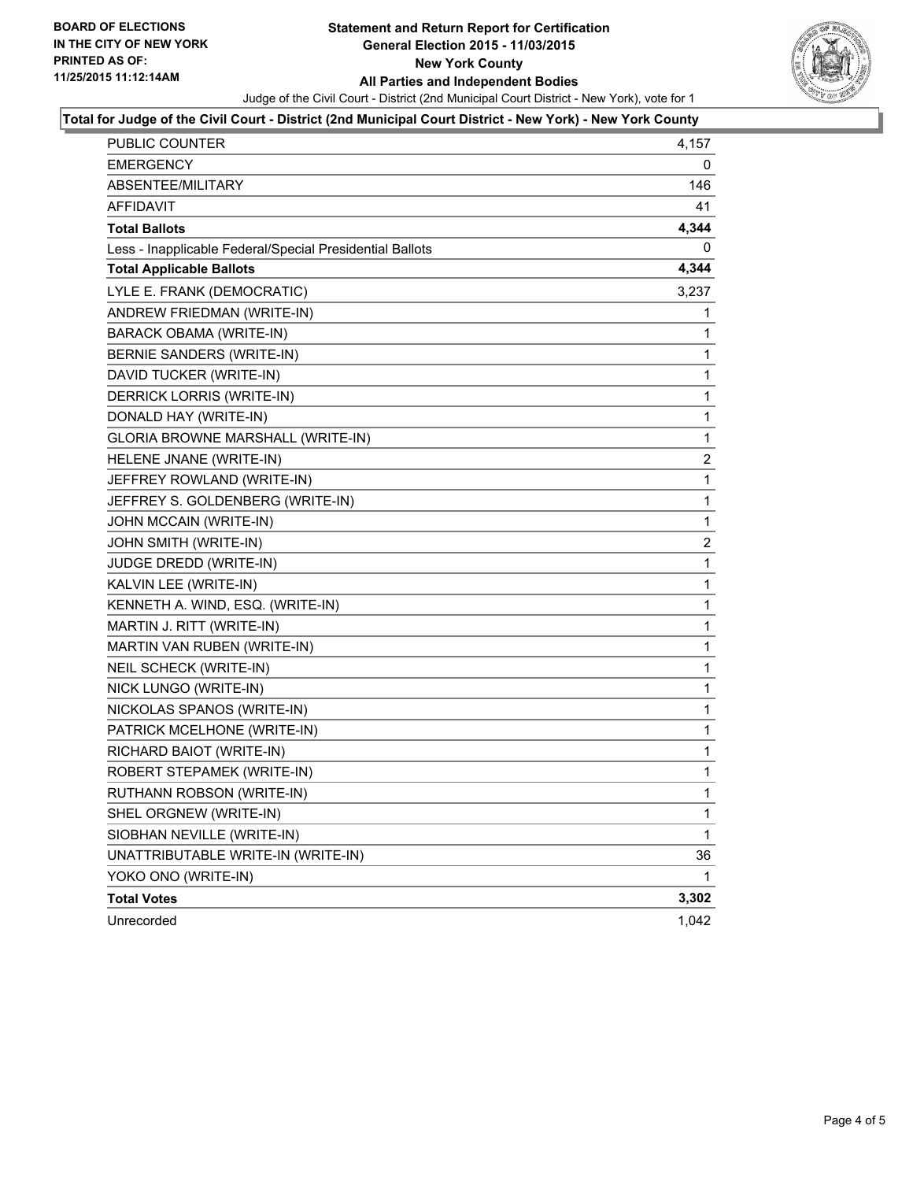BOARD OF ELECTIONS
IN THE CITY OF NEW YORK
PRINTED AS OF:
11/25/2015 11:12:14AM

# Statement and Return Report for Certification
## General Election 2015 - 11/03/2015
## New York County
## All Parties and Independent Bodies

Judge of the Civil Court - District (2nd Municipal Court District - New York), vote for 1

**Total for Judge of the Civil Court - District (2nd Municipal Court District - New York) - New York County**

| | |
|---|---|
| PUBLIC COUNTER | 4,157 |
| EMERGENCY | 0 |
| ABSENTEE/MILITARY | 146 |
| AFFIDAVIT | 41 |
| **Total Ballots** | **4,344** |
| Less - Inapplicable Federal/Special Presidential Ballots | 0 |
| **Total Applicable Ballots** | **4,344** |
| LYLE E. FRANK (DEMOCRATIC) | 3,237 |
| ANDREW FRIEDMAN (WRITE-IN) | 1 |
| BARACK OBAMA (WRITE-IN) | 1 |
| BERNIE SANDERS (WRITE-IN) | 1 |
| DAVID TUCKER (WRITE-IN) | 1 |
| DERRICK LORRIS (WRITE-IN) | 1 |
| DONALD HAY (WRITE-IN) | 1 |
| GLORIA BROWNE MARSHALL (WRITE-IN) | 1 |
| HELENE JNANE (WRITE-IN) | 2 |
| JEFFREY ROWLAND (WRITE-IN) | 1 |
| JEFFREY S. GOLDENBERG (WRITE-IN) | 1 |
| JOHN MCCAIN (WRITE-IN) | 1 |
| JOHN SMITH (WRITE-IN) | 2 |
| JUDGE DREDD (WRITE-IN) | 1 |
| KALVIN LEE (WRITE-IN) | 1 |
| KENNETH A. WIND, ESQ. (WRITE-IN) | 1 |
| MARTIN J. RITT (WRITE-IN) | 1 |
| MARTIN VAN RUBEN (WRITE-IN) | 1 |
| NEIL SCHECK (WRITE-IN) | 1 |
| NICK LUNGO (WRITE-IN) | 1 |
| NICKOLAS SPANOS (WRITE-IN) | 1 |
| PATRICK MCELHONE (WRITE-IN) | 1 |
| RICHARD BAIOT (WRITE-IN) | 1 |
| ROBERT STEPAMEK (WRITE-IN) | 1 |
| RUTHANN ROBSON (WRITE-IN) | 1 |
| SHEL ORGNEW (WRITE-IN) | 1 |
| SIOBHAN NEVILLE (WRITE-IN) | 1 |
| UNATTRIBUTABLE WRITE-IN (WRITE-IN) | 36 |
| YOKO ONO (WRITE-IN) | 1 |
| **Total Votes** | **3,302** |
| Unrecorded | 1,042 |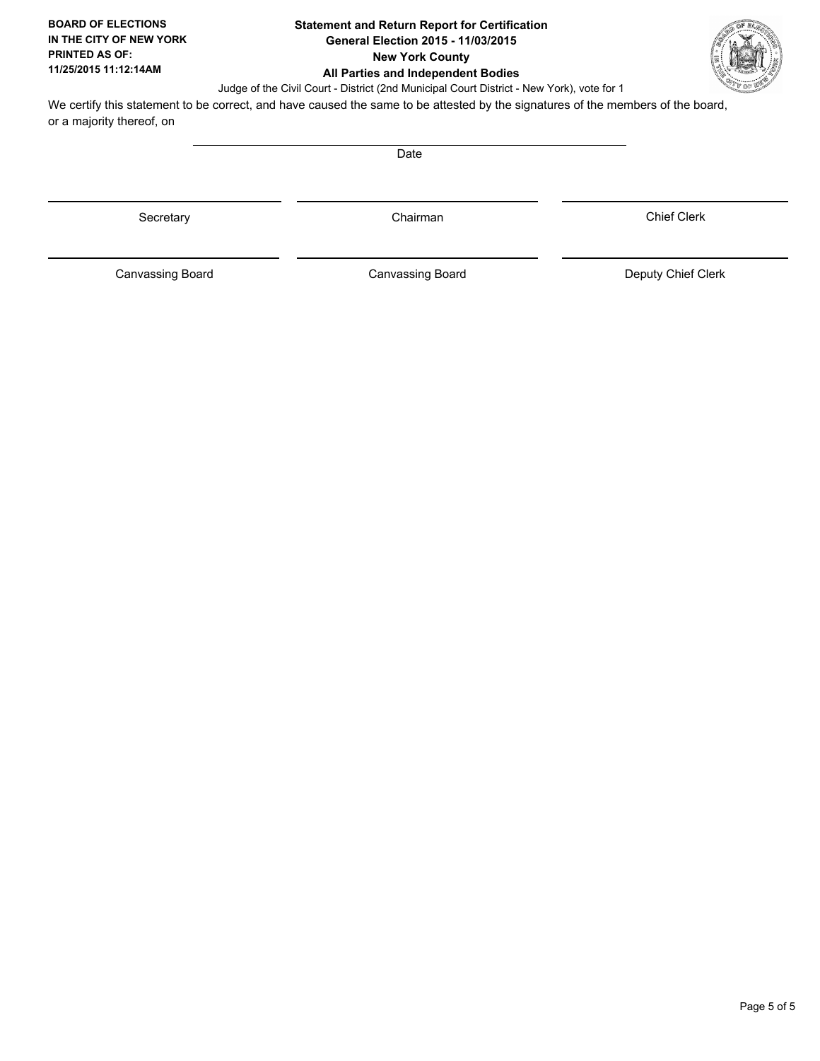**BOARD OF ELECTIONS**
**IN THE CITY OF NEW YORK**
**PRINTED AS OF:**
**11/25/2015 11:12:14AM**

**Statement and Return Report for Certification**
**General Election 2015 - 11/03/2015**
**New York County**
**All Parties and Independent Bodies**

Judge of the Civil Court - District (2nd Municipal Court District - New York), vote for 1

We certify this statement to be correct, and have caused the same to be attested by the signatures of the members of the board, or a majority thereof, on

\_\_\_\_\_\_\_\_\_\_\_\_\_\_\_\_\_\_\_\_\_\_\_\_\_\_\_\_\_\_\_\_\_\_\_\_\_\_\_\_
Date

| | | |
|---|---|---|
| Secretary | Chairman | Chief Clerk |
| Canvassing Board | Canvassing Board | Deputy Chief Clerk |